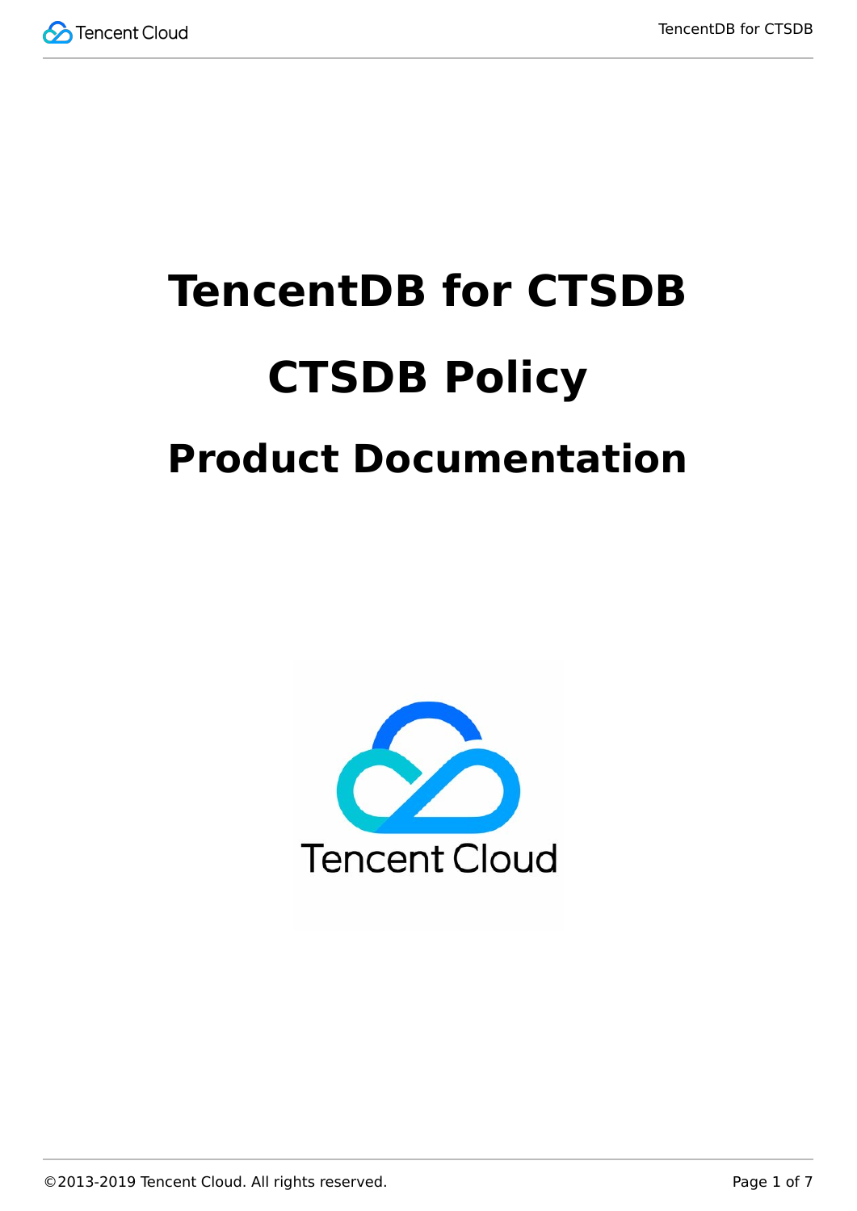# TencentDB for CTSDB

# CTSDB Policy

## Product Documentation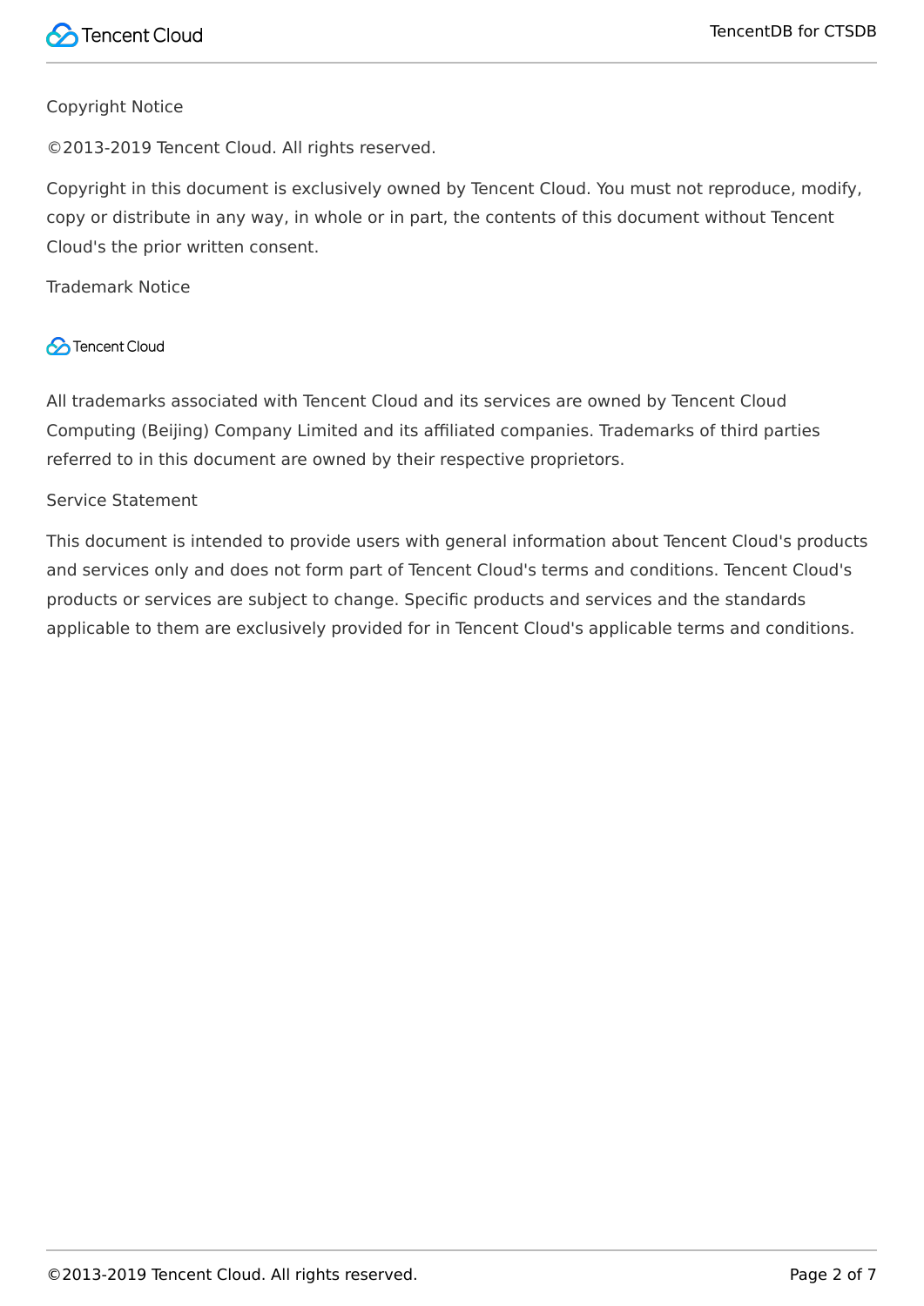Copyright Notice

©2013-2019 Tencent Cloud. All rights reserved.

Copyright in this document is exclusively owned by Tencent Cloud. You must not reproduce, modify, copy or distribute in any way, in whole or in part, the contents of this document without Tencent Cloud's the prior written consent.

Trademark Notice

Tencent Cloud

All trademarks associated with Tencent Cloud and its services are owned by Tencent Cloud Computing (Beijing) Company Limited and its affiliated companies. Trademarks of third parties referred to in this document are owned by their respective proprietors.

Service Statement

This document is intended to provide users with general information about Tencent Cloud's products and services only and does not form part of Tencent Cloud's terms and conditions. Tencent Cloud's products or services are subject to change. Specific products and services and the standards applicable to them are exclusively provided for in Tencent Cloud's applicable terms and conditions.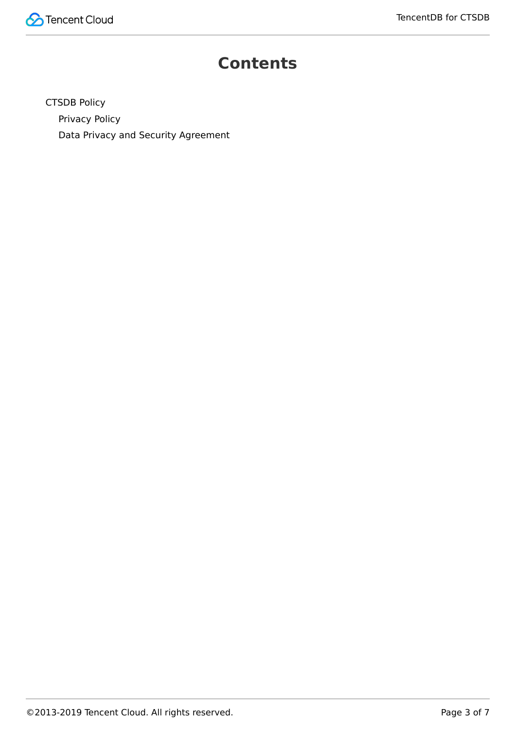# Contents

CTSDB Policy

- Privacy Policy
- Data Privacy and Security Agreement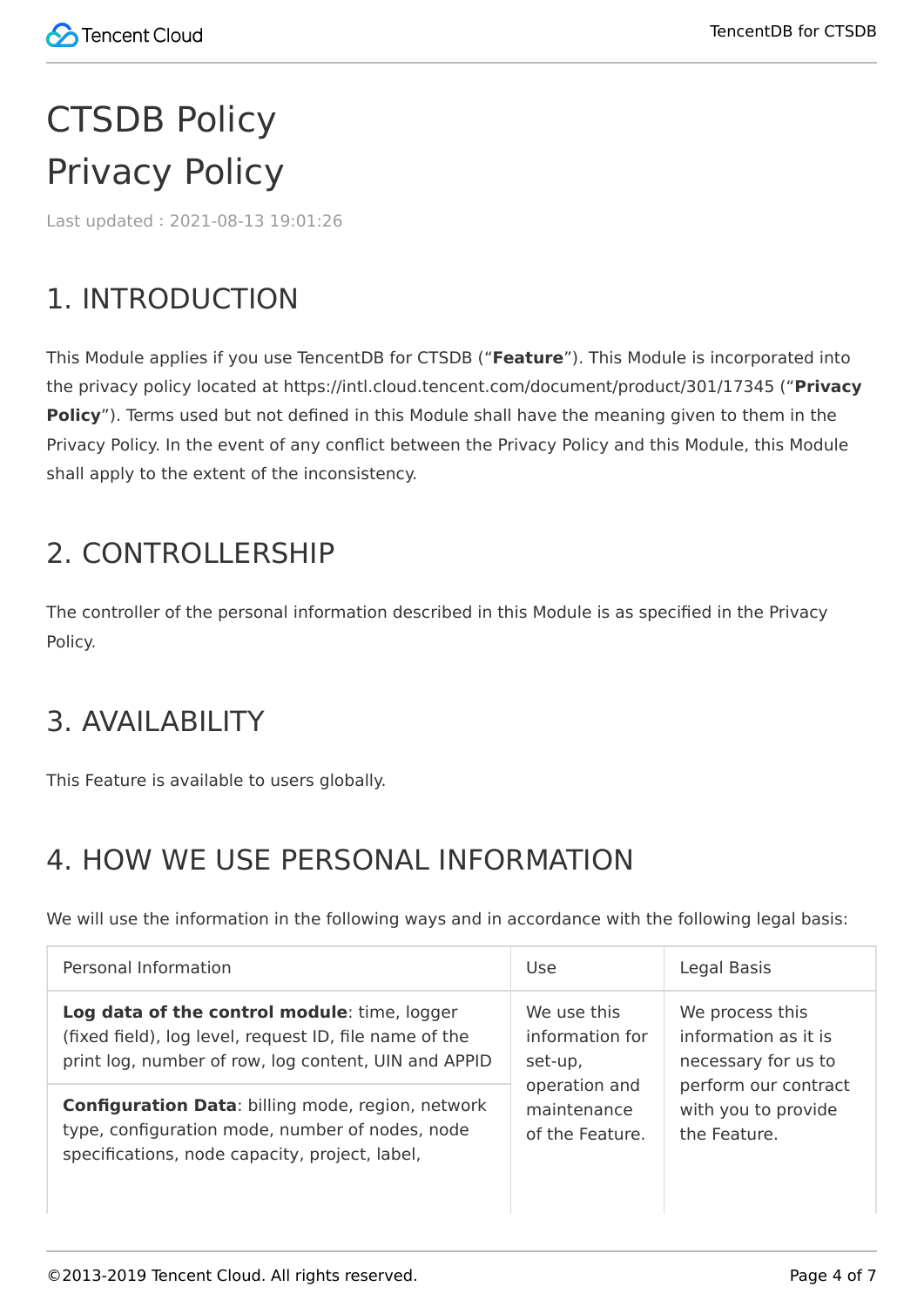# CTSDB Policy

# Privacy Policy

Last updated : 2021-08-13 19:01:26

## 1. INTRODUCTION

This Module applies if you use TencentDB for CTSDB ("**Feature**"). This Module is incorporated into the privacy policy located at https://intl.cloud.tencent.com/document/product/301/17345 ("**Privacy Policy**"). Terms used but not defined in this Module shall have the meaning given to them in the Privacy Policy. In the event of any conflict between the Privacy Policy and this Module, this Module shall apply to the extent of the inconsistency.

## 2. CONTROLLERSHIP

The controller of the personal information described in this Module is as specified in the Privacy Policy.

## 3. AVAILABILITY

This Feature is available to users globally.

## 4. HOW WE USE PERSONAL INFORMATION

We will use the information in the following ways and in accordance with the following legal basis:

| Personal Information | Use | Legal Basis |
| --- | --- | --- |
| **Log data of the control module**: time, logger (fixed field), log level, request ID, file name of the print log, number of row, log content, UIN and APPID | We use this information for set-up, operation and maintenance of the Feature. | We process this information as it is necessary for us to perform our contract with you to provide the Feature. |
| **Configuration Data**: billing mode, region, network type, configuration mode, number of nodes, node specifications, node capacity, project, label, | | |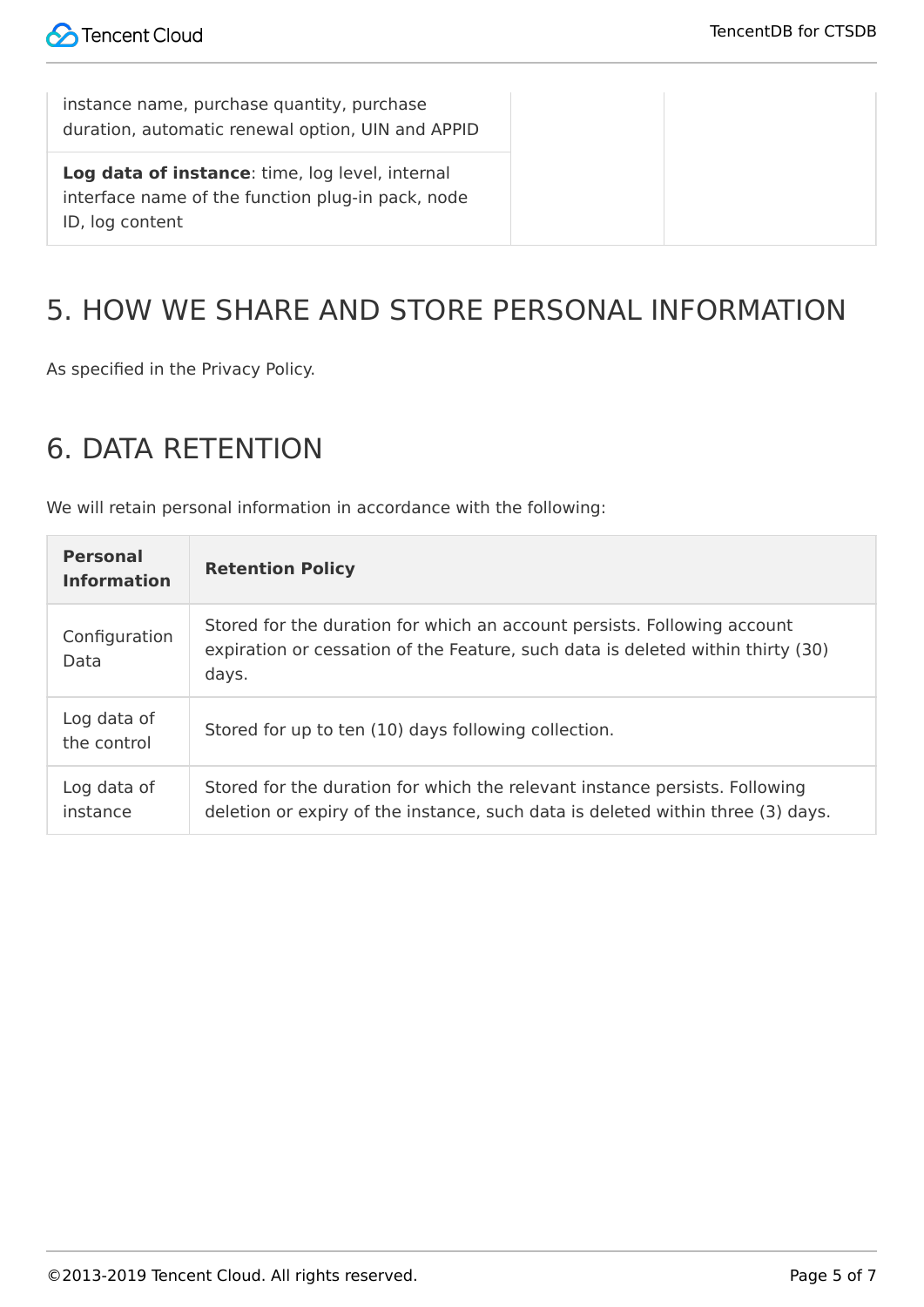| | | |
|---|---|---|
| instance name, purchase quantity, purchase duration, automatic renewal option, UIN and APPID | | |
| **Log data of instance**: time, log level, internal interface name of the function plug-in pack, node ID, log content | | |

## 5. HOW WE SHARE AND STORE PERSONAL INFORMATION

As specified in the Privacy Policy.

## 6. DATA RETENTION

We will retain personal information in accordance with the following:

| Personal Information | Retention Policy |
|---|---|
| Configuration Data | Stored for the duration for which an account persists. Following account expiration or cessation of the Feature, such data is deleted within thirty (30) days. |
| Log data of the control | Stored for up to ten (10) days following collection. |
| Log data of instance | Stored for the duration for which the relevant instance persists. Following deletion or expiry of the instance, such data is deleted within three (3) days. |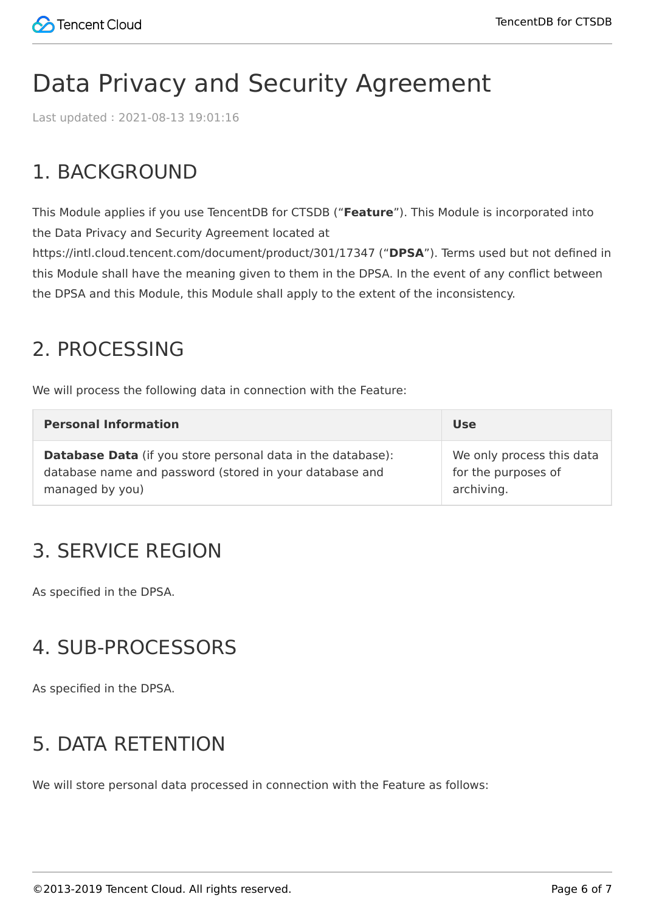# Data Privacy and Security Agreement

Last updated : 2021-08-13 19:01:16

## 1. BACKGROUND

This Module applies if you use TencentDB for CTSDB ("**Feature**"). This Module is incorporated into the Data Privacy and Security Agreement located at https://intl.cloud.tencent.com/document/product/301/17347 ("**DPSA**"). Terms used but not defined in this Module shall have the meaning given to them in the DPSA. In the event of any conflict between the DPSA and this Module, this Module shall apply to the extent of the inconsistency.

## 2. PROCESSING

We will process the following data in connection with the Feature:

| Personal Information | Use |
| --- | --- |
| **Database Data** (if you store personal data in the database): database name and password (stored in your database and managed by you) | We only process this data for the purposes of archiving. |

## 3. SERVICE REGION

As specified in the DPSA.

## 4. SUB-PROCESSORS

As specified in the DPSA.

## 5. DATA RETENTION

We will store personal data processed in connection with the Feature as follows: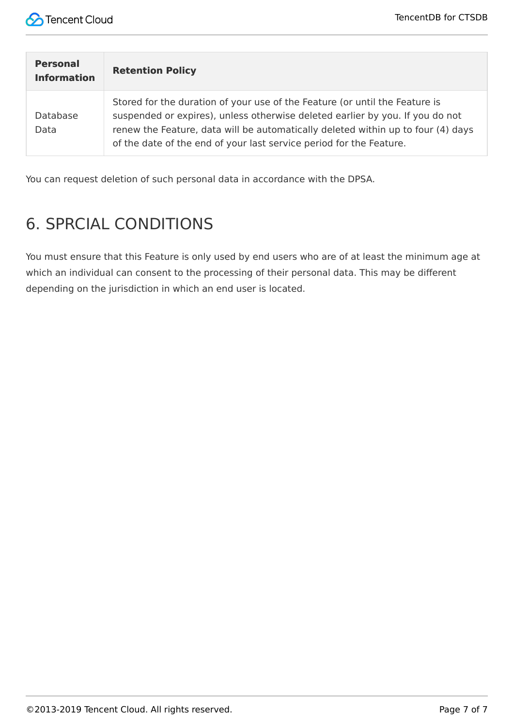| Personal Information | Retention Policy |
| --- | --- |
| Database Data | Stored for the duration of your use of the Feature (or until the Feature is suspended or expires), unless otherwise deleted earlier by you. If you do not renew the Feature, data will be automatically deleted within up to four (4) days of the date of the end of your last service period for the Feature. |

You can request deletion of such personal data in accordance with the DPSA.

## 6. SPRCIAL CONDITIONS

You must ensure that this Feature is only used by end users who are of at least the minimum age at which an individual can consent to the processing of their personal data. This may be different depending on the jurisdiction in which an end user is located.